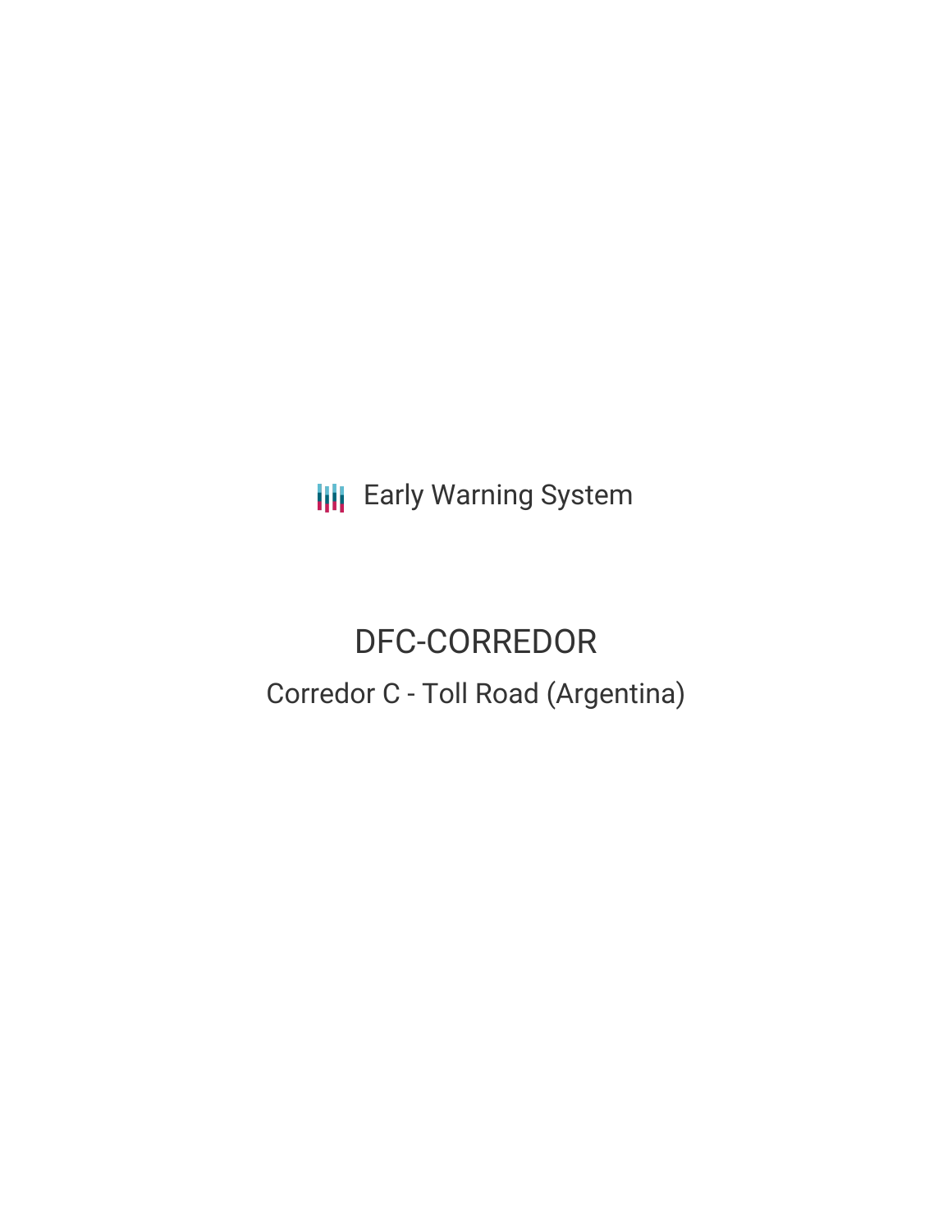Early Warning System

# DFC-CORREDOR

## Corredor C - Toll Road (Argentina)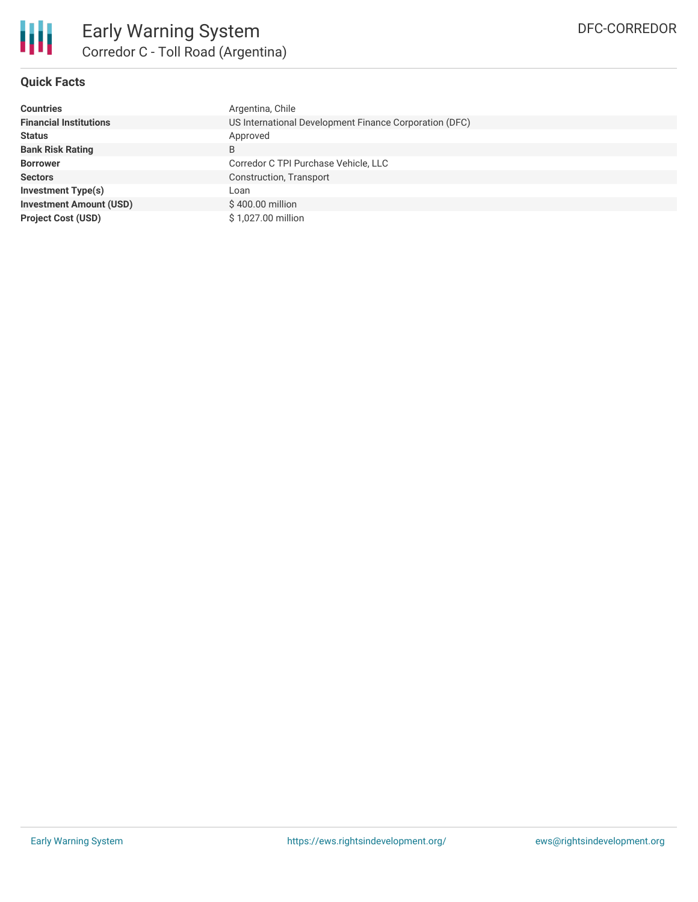# Early Warning System

## Corredor C - Toll Road (Argentina)

DFC-CORREDOR

### Quick Facts

| | |
|---|---|
| **Countries** | Argentina, Chile |
| **Financial Institutions** | US International Development Finance Corporation (DFC) |
| **Status** | Approved |
| **Bank Risk Rating** | B |
| **Borrower** | Corredor C TPI Purchase Vehicle, LLC |
| **Sectors** | Construction, Transport |
| **Investment Type(s)** | Loan |
| **Investment Amount (USD)** | $ 400.00 million |
| **Project Cost (USD)** | $ 1,027.00 million |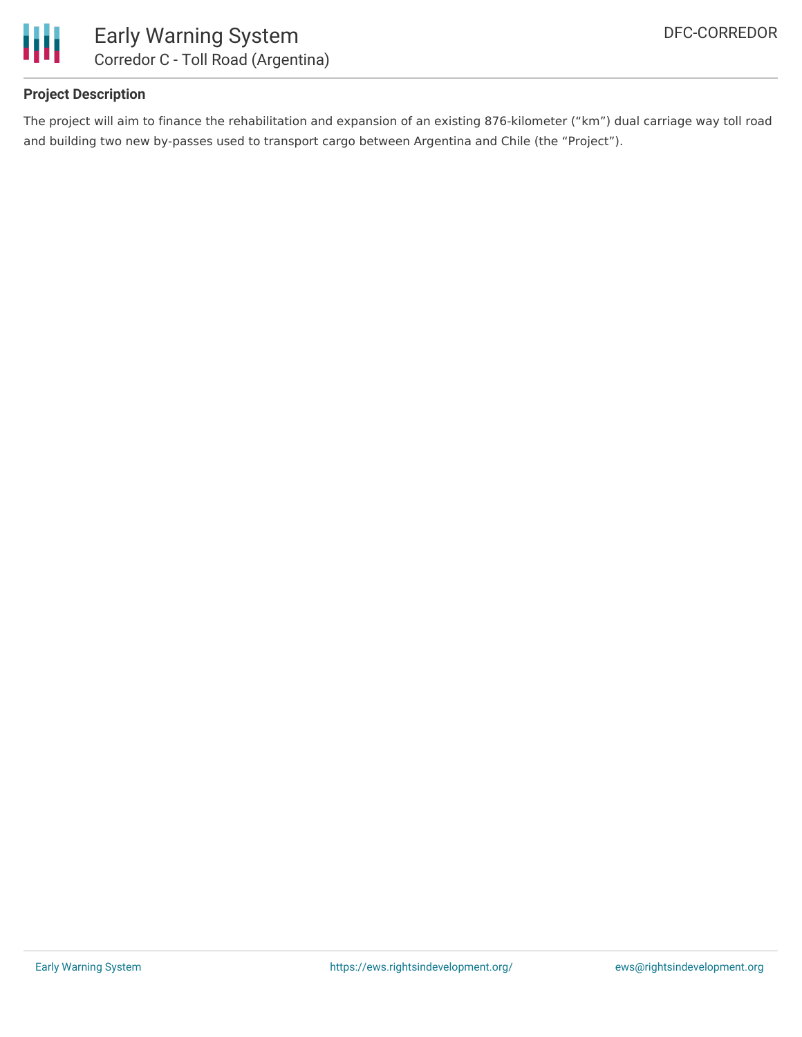**Project Description**

The project will aim to finance the rehabilitation and expansion of an existing 876-kilometer (“km”) dual carriage way toll road and building two new by-passes used to transport cargo between Argentina and Chile (the “Project”).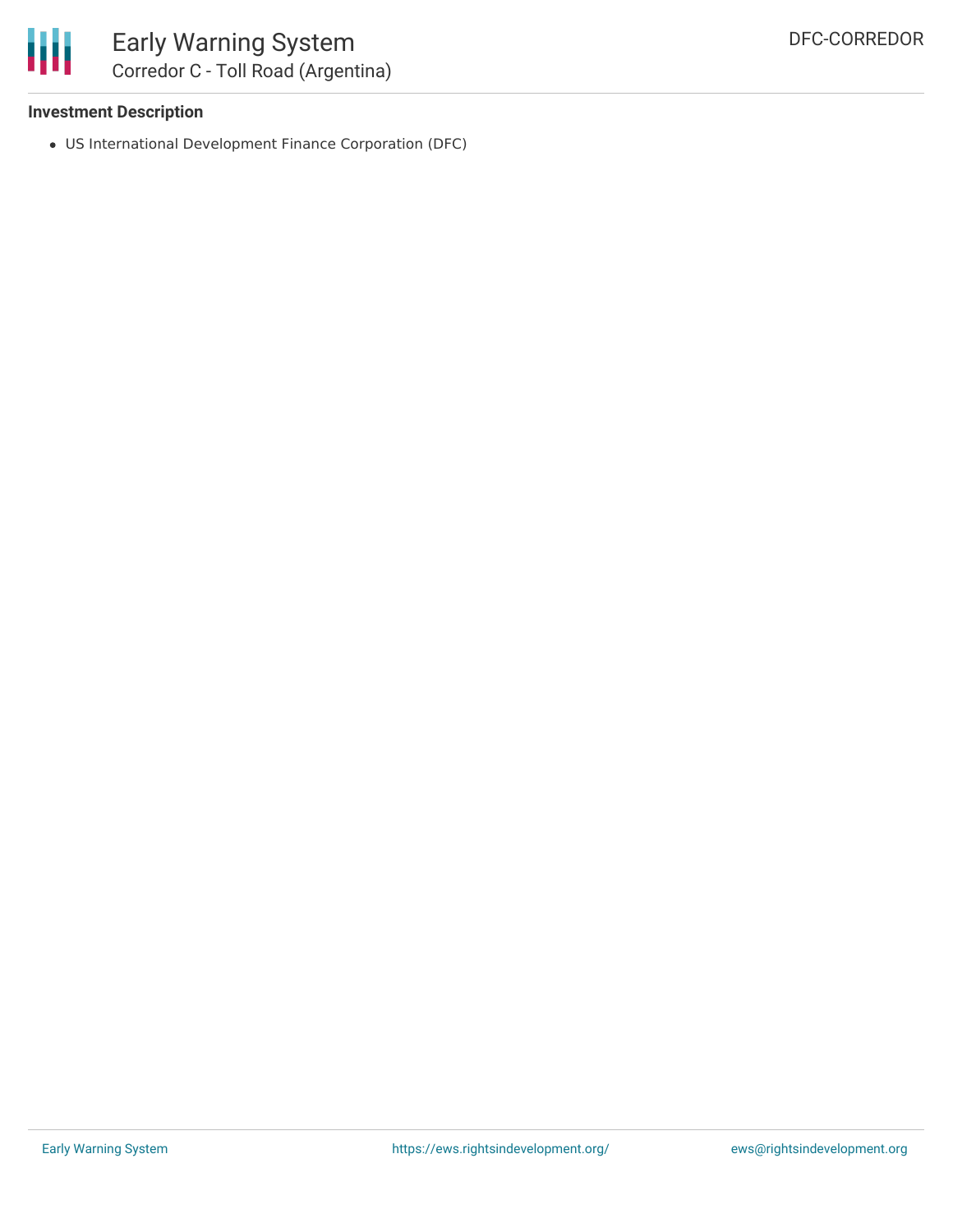**Investment Description**

- US International Development Finance Corporation (DFC)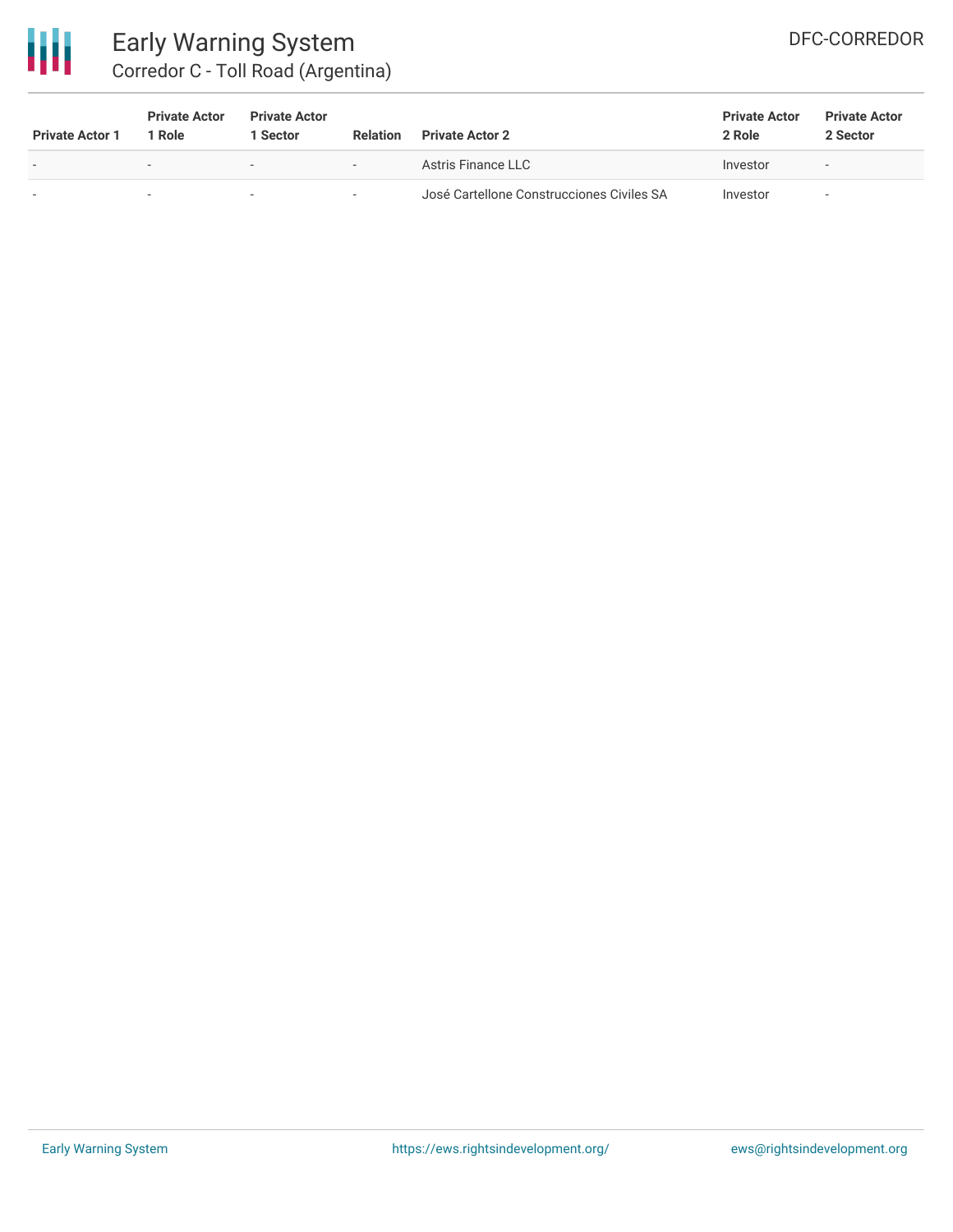| Private Actor 1 | Private Actor 1 Role | Private Actor 1 Sector | Relation | Private Actor 2 | Private Actor 2 Role | Private Actor 2 Sector |
|---|---|---|---|---|---|---|
| - | - | - | - | Astris Finance LLC | Investor | - |
| - | - | - | - | José Cartellone Construcciones Civiles SA | Investor | - |